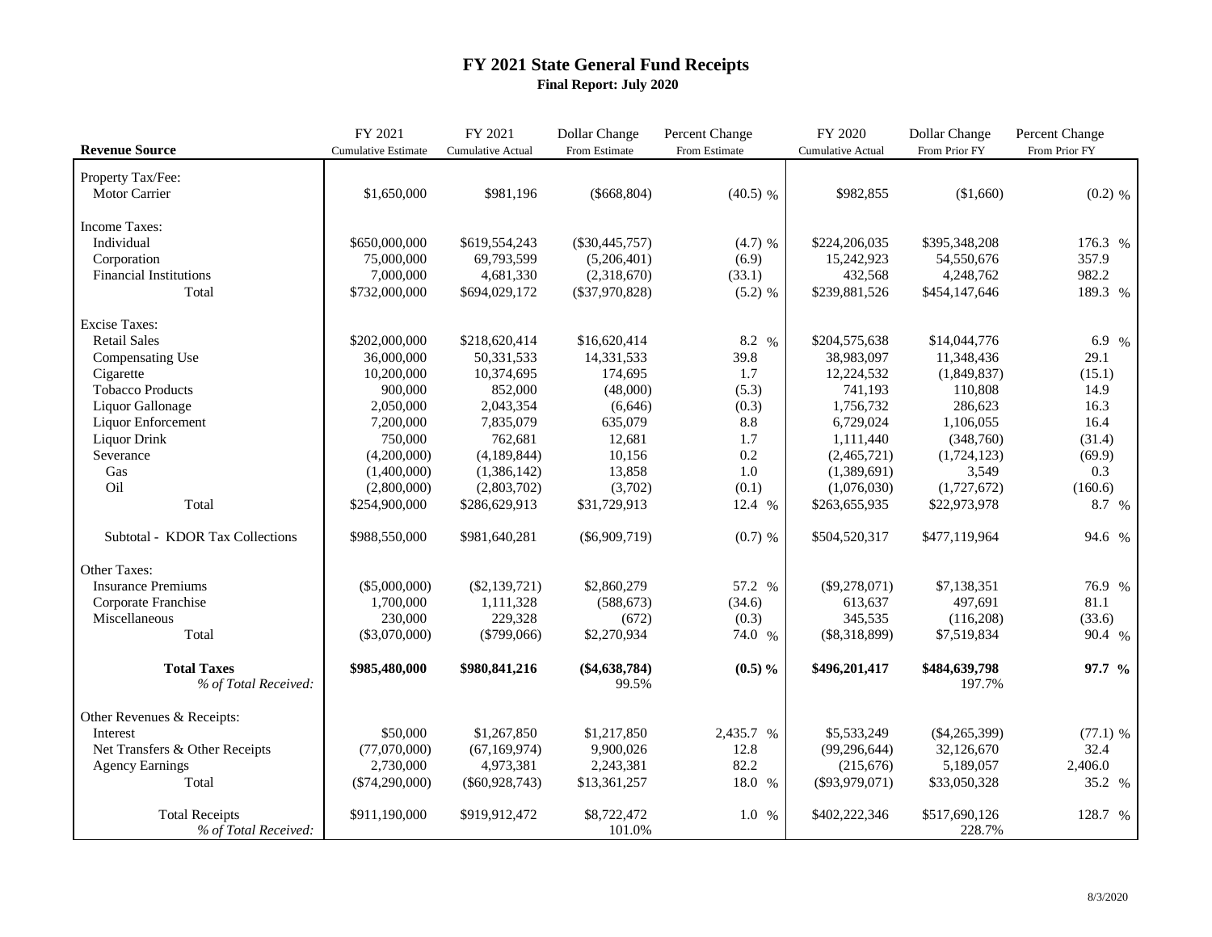# FY 2021 State General Fund Receipts

**Final Report: July 2020**

| Revenue Source | FY 2021 Cumulative Estimate | FY 2021 Cumulative Actual | Dollar Change From Estimate | Percent Change From Estimate | FY 2020 Cumulative Actual | Dollar Change From Prior FY | Percent Change From Prior FY |
|---|---|---|---|---|---|---|---|
| Property Tax/Fee: | | | | | | | |
| Motor Carrier | $1,650,000 | $981,196 | ($668,804) | (40.5) % | $982,855 | ($1,660) | (0.2) % |
| Income Taxes: | | | | | | | |
| Individual | $650,000,000 | $619,554,243 | ($30,445,757) | (4.7) % | $224,206,035 | $395,348,208 | 176.3 % |
| Corporation | 75,000,000 | 69,793,599 | (5,206,401) | (6.9) | 15,242,923 | 54,550,676 | 357.9 |
| Financial Institutions | 7,000,000 | 4,681,330 | (2,318,670) | (33.1) | 432,568 | 4,248,762 | 982.2 |
| Total | $732,000,000 | $694,029,172 | ($37,970,828) | (5.2) % | $239,881,526 | $454,147,646 | 189.3 % |
| Excise Taxes: | | | | | | | |
| Retail Sales | $202,000,000 | $218,620,414 | $16,620,414 | 8.2 % | $204,575,638 | $14,044,776 | 6.9 % |
| Compensating Use | 36,000,000 | 50,331,533 | 14,331,533 | 39.8 | 38,983,097 | 11,348,436 | 29.1 |
| Cigarette | 10,200,000 | 10,374,695 | 174,695 | 1.7 | 12,224,532 | (1,849,837) | (15.1) |
| Tobacco Products | 900,000 | 852,000 | (48,000) | (5.3) | 741,193 | 110,808 | 14.9 |
| Liquor Gallonage | 2,050,000 | 2,043,354 | (6,646) | (0.3) | 1,756,732 | 286,623 | 16.3 |
| Liquor Enforcement | 7,200,000 | 7,835,079 | 635,079 | 8.8 | 6,729,024 | 1,106,055 | 16.4 |
| Liquor Drink | 750,000 | 762,681 | 12,681 | 1.7 | 1,111,440 | (348,760) | (31.4) |
| Severance | (4,200,000) | (4,189,844) | 10,156 | 0.2 | (2,465,721) | (1,724,123) | (69.9) |
| Gas | (1,400,000) | (1,386,142) | 13,858 | 1.0 | (1,389,691) | 3,549 | 0.3 |
| Oil | (2,800,000) | (2,803,702) | (3,702) | (0.1) | (1,076,030) | (1,727,672) | (160.6) |
| Total | $254,900,000 | $286,629,913 | $31,729,913 | 12.4 % | $263,655,935 | $22,973,978 | 8.7 % |
| Subtotal - KDOR Tax Collections | $988,550,000 | $981,640,281 | ($6,909,719) | (0.7) % | $504,520,317 | $477,119,964 | 94.6 % |
| Other Taxes: | | | | | | | |
| Insurance Premiums | ($5,000,000) | ($2,139,721) | $2,860,279 | 57.2 % | ($9,278,071) | $7,138,351 | 76.9 % |
| Corporate Franchise | 1,700,000 | 1,111,328 | (588,673) | (34.6) | 613,637 | 497,691 | 81.1 |
| Miscellaneous | 230,000 | 229,328 | (672) | (0.3) | 345,535 | (116,208) | (33.6) |
| Total | ($3,070,000) | ($799,066) | $2,270,934 | 74.0 % | ($8,318,899) | $7,519,834 | 90.4 % |
| **Total Taxes** | **$985,480,000** | **$980,841,216** | **($4,638,784)** | **(0.5) %** | **$496,201,417** | **$484,639,798** | **97.7 %** |
| *% of Total Received:* | | | 99.5% | | | 197.7% | |
| Other Revenues & Receipts: | | | | | | | |
| Interest | $50,000 | $1,267,850 | $1,217,850 | 2,435.7 % | $5,533,249 | ($4,265,399) | (77.1) % |
| Net Transfers & Other Receipts | (77,070,000) | (67,169,974) | 9,900,026 | 12.8 | (99,296,644) | 32,126,670 | 32.4 |
| Agency Earnings | 2,730,000 | 4,973,381 | 2,243,381 | 82.2 | (215,676) | 5,189,057 | 2,406.0 |
| Total | ($74,290,000) | ($60,928,743) | $13,361,257 | 18.0 % | ($93,979,071) | $33,050,328 | 35.2 % |
| Total Receipts | $911,190,000 | $919,912,472 | $8,722,472 | 1.0 % | $402,222,346 | $517,690,126 | 128.7 % |
| *% of Total Received:* | | | 101.0% | | | 228.7% | |

8/3/2020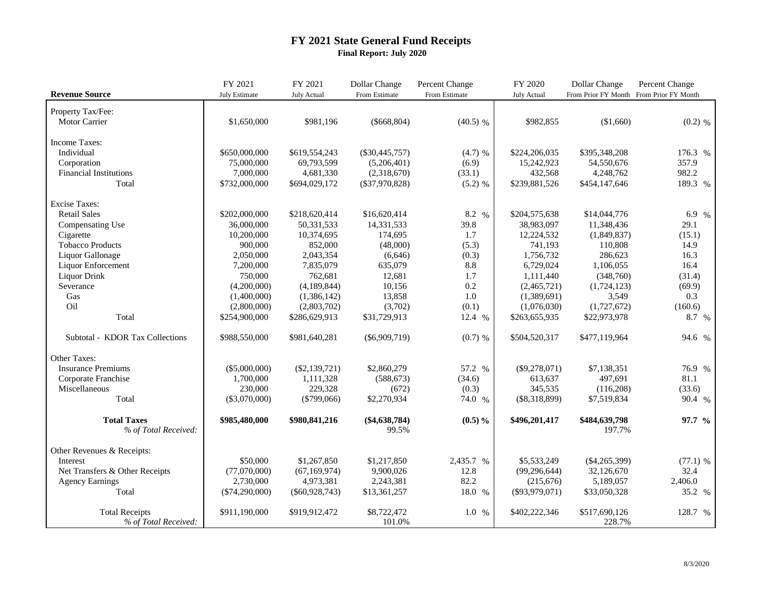# FY 2021 State General Fund Receipts

**Final Report: July 2020**

| Revenue Source | FY 2021 July Estimate | FY 2021 July Actual | Dollar Change From Estimate | Percent Change From Estimate | FY 2020 July Actual | Dollar Change From Prior FY Month | Percent Change From Prior FY Month |
|---|---|---|---|---|---|---|---|
| Property Tax/Fee: | | | | | | | |
| Motor Carrier | $1,650,000 | $981,196 | ($668,804) | (40.5) % | $982,855 | ($1,660) | (0.2) % |
| Income Taxes: | | | | | | | |
| Individual | $650,000,000 | $619,554,243 | ($30,445,757) | (4.7) % | $224,206,035 | $395,348,208 | 176.3 % |
| Corporation | 75,000,000 | 69,793,599 | (5,206,401) | (6.9) | 15,242,923 | 54,550,676 | 357.9 |
| Financial Institutions | 7,000,000 | 4,681,330 | (2,318,670) | (33.1) | 432,568 | 4,248,762 | 982.2 |
| Total | $732,000,000 | $694,029,172 | ($37,970,828) | (5.2) % | $239,881,526 | $454,147,646 | 189.3 % |
| Excise Taxes: | | | | | | | |
| Retail Sales | $202,000,000 | $218,620,414 | $16,620,414 | 8.2 % | $204,575,638 | $14,044,776 | 6.9 % |
| Compensating Use | 36,000,000 | 50,331,533 | 14,331,533 | 39.8 | 38,983,097 | 11,348,436 | 29.1 |
| Cigarette | 10,200,000 | 10,374,695 | 174,695 | 1.7 | 12,224,532 | (1,849,837) | (15.1) |
| Tobacco Products | 900,000 | 852,000 | (48,000) | (5.3) | 741,193 | 110,808 | 14.9 |
| Liquor Gallonage | 2,050,000 | 2,043,354 | (6,646) | (0.3) | 1,756,732 | 286,623 | 16.3 |
| Liquor Enforcement | 7,200,000 | 7,835,079 | 635,079 | 8.8 | 6,729,024 | 1,106,055 | 16.4 |
| Liquor Drink | 750,000 | 762,681 | 12,681 | 1.7 | 1,111,440 | (348,760) | (31.4) |
| Severance | (4,200,000) | (4,189,844) | 10,156 | 0.2 | (2,465,721) | (1,724,123) | (69.9) |
| Gas | (1,400,000) | (1,386,142) | 13,858 | 1.0 | (1,389,691) | 3,549 | 0.3 |
| Oil | (2,800,000) | (2,803,702) | (3,702) | (0.1) | (1,076,030) | (1,727,672) | (160.6) |
| Total | $254,900,000 | $286,629,913 | $31,729,913 | 12.4 % | $263,655,935 | $22,973,978 | 8.7 % |
| Subtotal - KDOR Tax Collections | $988,550,000 | $981,640,281 | ($6,909,719) | (0.7) % | $504,520,317 | $477,119,964 | 94.6 % |
| Other Taxes: | | | | | | | |
| Insurance Premiums | ($5,000,000) | ($2,139,721) | $2,860,279 | 57.2 % | ($9,278,071) | $7,138,351 | 76.9 % |
| Corporate Franchise | 1,700,000 | 1,111,328 | (588,673) | (34.6) | 613,637 | 497,691 | 81.1 |
| Miscellaneous | 230,000 | 229,328 | (672) | (0.3) | 345,535 | (116,208) | (33.6) |
| Total | ($3,070,000) | ($799,066) | $2,270,934 | 74.0 % | ($8,318,899) | $7,519,834 | 90.4 % |
| **Total Taxes** | **$985,480,000** | **$980,841,216** | **($4,638,784)** | **(0.5) %** | **$496,201,417** | **$484,639,798** | **97.7 %** |
| *% of Total Received:* | | | 99.5% | | | 197.7% | |
| Other Revenues & Receipts: | | | | | | | |
| Interest | $50,000 | $1,267,850 | $1,217,850 | 2,435.7 % | $5,533,249 | ($4,265,399) | (77.1) % |
| Net Transfers & Other Receipts | (77,070,000) | (67,169,974) | 9,900,026 | 12.8 | (99,296,644) | 32,126,670 | 32.4 |
| Agency Earnings | 2,730,000 | 4,973,381 | 2,243,381 | 82.2 | (215,676) | 5,189,057 | 2,406.0 |
| Total | ($74,290,000) | ($60,928,743) | $13,361,257 | 18.0 % | ($93,979,071) | $33,050,328 | 35.2 % |
| Total Receipts | $911,190,000 | $919,912,472 | $8,722,472 | 1.0 % | $402,222,346 | $517,690,126 | 128.7 % |
| *% of Total Received:* | | | 101.0% | | | 228.7% | |

8/3/2020